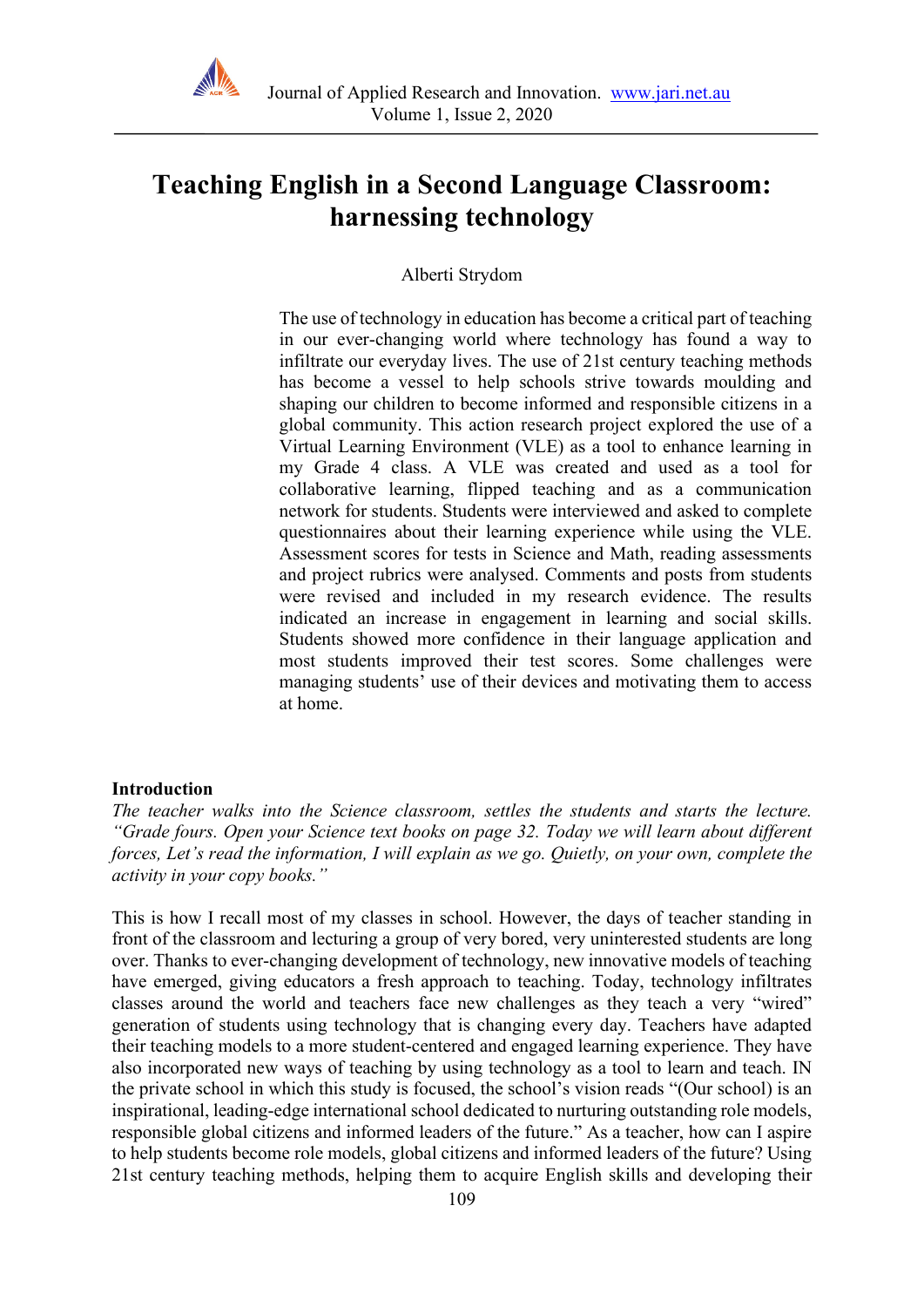# Teaching English in a Second Language Classroom: harnessing technology

Alberti Strydom

The use of technology in education has become a critical part of teaching in our ever-changing world where technology has found a way to infiltrate our everyday lives. The use of 21st century teaching methods has become a vessel to help schools strive towards moulding and shaping our children to become informed and responsible citizens in a global community. This action research project explored the use of a Virtual Learning Environment (VLE) as a tool to enhance learning in my Grade 4 class. A VLE was created and used as a tool for collaborative learning, flipped teaching and as a communication network for students. Students were interviewed and asked to complete questionnaires about their learning experience while using the VLE. Assessment scores for tests in Science and Math, reading assessments and project rubrics were analysed. Comments and posts from students were revised and included in my research evidence. The results indicated an increase in engagement in learning and social skills. Students showed more confidence in their language application and most students improved their test scores. Some challenges were managing students' use of their devices and motivating them to access at home.

## Introduction

*The teacher walks into the Science classroom, settles the students and starts the lecture. "Grade fours. Open your Science text books on page 32. Today we will learn about different forces, Let's read the information, I will explain as we go. Quietly, on your own, complete the activity in your copy books."*

This is how I recall most of my classes in school. However, the days of teacher standing in front of the classroom and lecturing a group of very bored, very uninterested students are long over. Thanks to ever-changing development of technology, new innovative models of teaching have emerged, giving educators a fresh approach to teaching. Today, technology infiltrates classes around the world and teachers face new challenges as they teach a very "wired" generation of students using technology that is changing every day. Teachers have adapted their teaching models to a more student-centered and engaged learning experience. They have also incorporated new ways of teaching by using technology as a tool to learn and teach. IN the private school in which this study is focused, the school's vision reads "(Our school) is an inspirational, leading-edge international school dedicated to nurturing outstanding role models, responsible global citizens and informed leaders of the future." As a teacher, how can I aspire to help students become role models, global citizens and informed leaders of the future? Using 21st century teaching methods, helping them to acquire English skills and developing their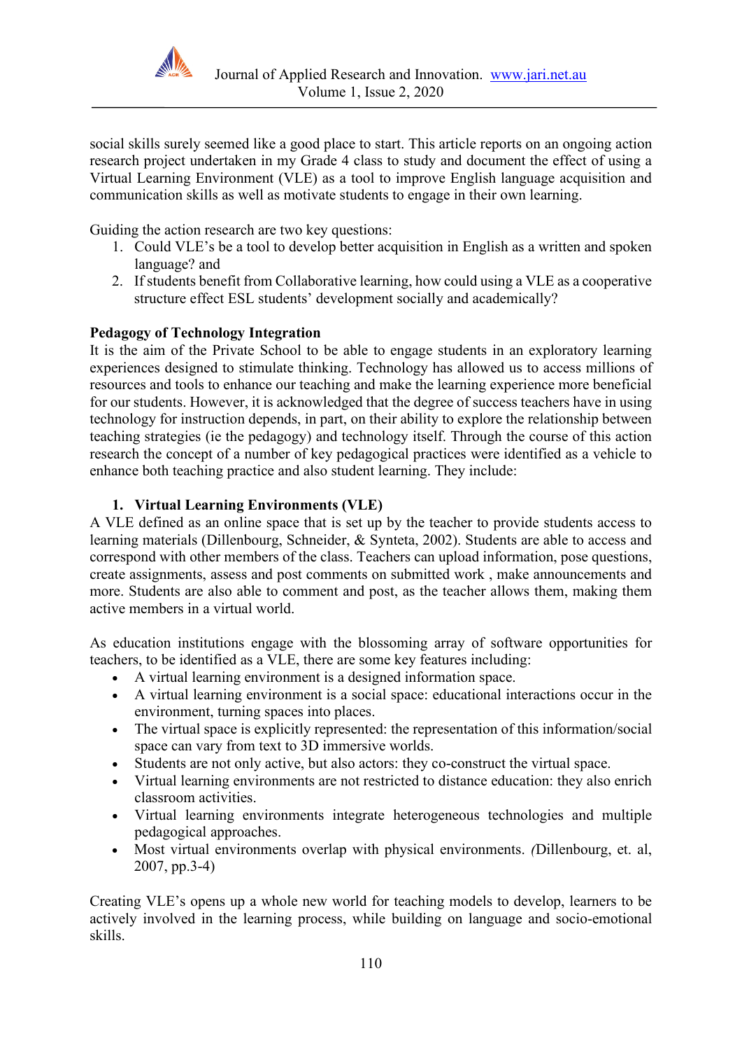social skills surely seemed like a good place to start. This article reports on an ongoing action research project undertaken in my Grade 4 class to study and document the effect of using a Virtual Learning Environment (VLE) as a tool to improve English language acquisition and communication skills as well as motivate students to engage in their own learning.

Guiding the action research are two key questions:

1. Could VLE's be a tool to develop better acquisition in English as a written and spoken language? and
2. If students benefit from Collaborative learning, how could using a VLE as a cooperative structure effect ESL students' development socially and academically?

**Pedagogy of Technology Integration**

It is the aim of the Private School to be able to engage students in an exploratory learning experiences designed to stimulate thinking. Technology has allowed us to access millions of resources and tools to enhance our teaching and make the learning experience more beneficial for our students. However, it is acknowledged that the degree of success teachers have in using technology for instruction depends, in part, on their ability to explore the relationship between teaching strategies (ie the pedagogy) and technology itself. Through the course of this action research the concept of a number of key pedagogical practices were identified as a vehicle to enhance both teaching practice and also student learning. They include:

**1. Virtual Learning Environments (VLE)**

A VLE defined as an online space that is set up by the teacher to provide students access to learning materials (Dillenbourg, Schneider, & Synteta, 2002). Students are able to access and correspond with other members of the class. Teachers can upload information, pose questions, create assignments, assess and post comments on submitted work , make announcements and more. Students are also able to comment and post, as the teacher allows them, making them active members in a virtual world.

As education institutions engage with the blossoming array of software opportunities for teachers, to be identified as a VLE, there are some key features including:

- A virtual learning environment is a designed information space.
- A virtual learning environment is a social space: educational interactions occur in the environment, turning spaces into places.
- The virtual space is explicitly represented: the representation of this information/social space can vary from text to 3D immersive worlds.
- Students are not only active, but also actors: they co-construct the virtual space.
- Virtual learning environments are not restricted to distance education: they also enrich classroom activities.
- Virtual learning environments integrate heterogeneous technologies and multiple pedagogical approaches.
- Most virtual environments overlap with physical environments. *(*Dillenbourg, et. al, 2007, pp.3-4)

Creating VLE's opens up a whole new world for teaching models to develop, learners to be actively involved in the learning process, while building on language and socio-emotional skills.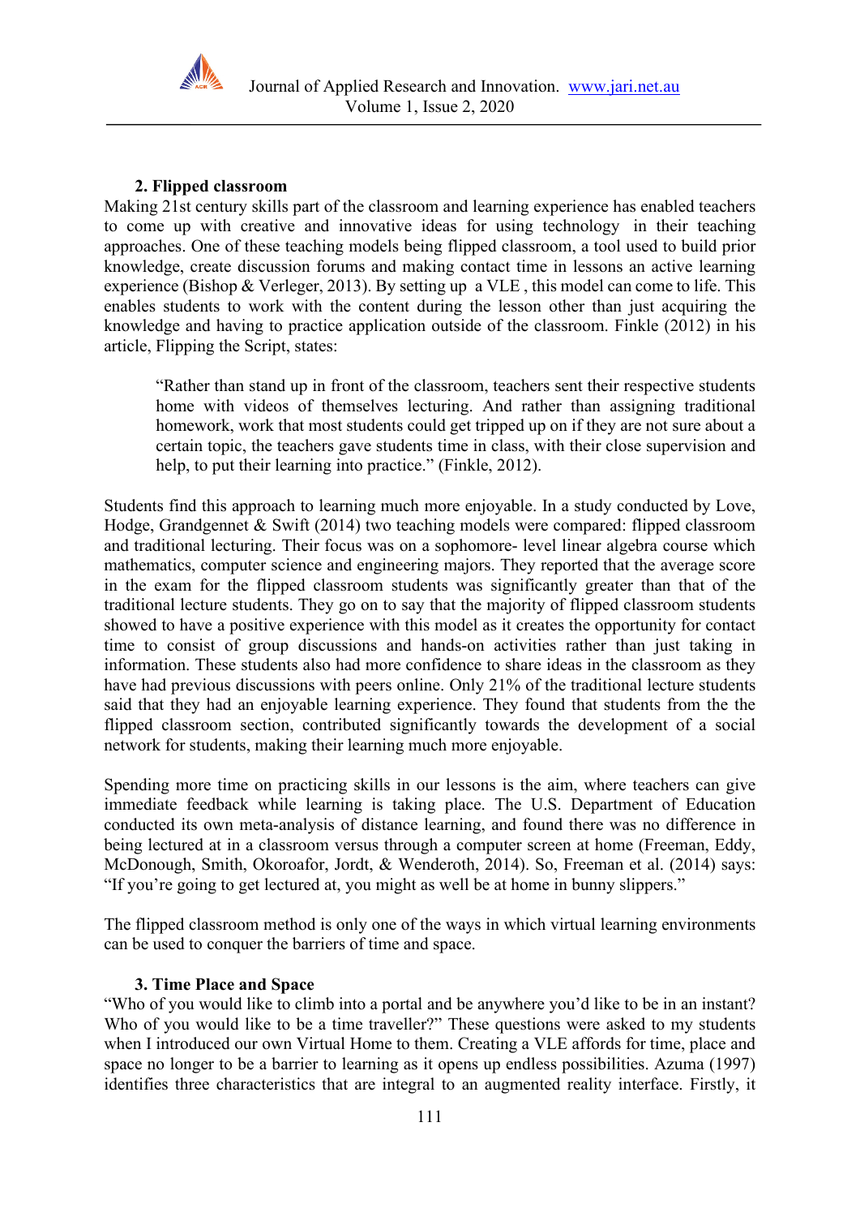## 2. Flipped classroom

Making 21st century skills part of the classroom and learning experience has enabled teachers to come up with creative and innovative ideas for using technology in their teaching approaches. One of these teaching models being flipped classroom, a tool used to build prior knowledge, create discussion forums and making contact time in lessons an active learning experience (Bishop & Verleger, 2013). By setting up a VLE , this model can come to life. This enables students to work with the content during the lesson other than just acquiring the knowledge and having to practice application outside of the classroom. Finkle (2012) in his article, Flipping the Script, states:

> "Rather than stand up in front of the classroom, teachers sent their respective students home with videos of themselves lecturing. And rather than assigning traditional homework, work that most students could get tripped up on if they are not sure about a certain topic, the teachers gave students time in class, with their close supervision and help, to put their learning into practice." (Finkle, 2012).

Students find this approach to learning much more enjoyable. In a study conducted by Love, Hodge, Grandgennet & Swift (2014) two teaching models were compared: flipped classroom and traditional lecturing. Their focus was on a sophomore- level linear algebra course which mathematics, computer science and engineering majors. They reported that the average score in the exam for the flipped classroom students was significantly greater than that of the traditional lecture students. They go on to say that the majority of flipped classroom students showed to have a positive experience with this model as it creates the opportunity for contact time to consist of group discussions and hands-on activities rather than just taking in information. These students also had more confidence to share ideas in the classroom as they have had previous discussions with peers online. Only 21% of the traditional lecture students said that they had an enjoyable learning experience. They found that students from the the flipped classroom section, contributed significantly towards the development of a social network for students, making their learning much more enjoyable.

Spending more time on practicing skills in our lessons is the aim, where teachers can give immediate feedback while learning is taking place. The U.S. Department of Education conducted its own meta-analysis of distance learning, and found there was no difference in being lectured at in a classroom versus through a computer screen at home (Freeman, Eddy, McDonough, Smith, Okoroafor, Jordt, & Wenderoth, 2014). So, Freeman et al. (2014) says: "If you're going to get lectured at, you might as well be at home in bunny slippers."

The flipped classroom method is only one of the ways in which virtual learning environments can be used to conquer the barriers of time and space.

## 3. Time Place and Space

"Who of you would like to climb into a portal and be anywhere you'd like to be in an instant? Who of you would like to be a time traveller?" These questions were asked to my students when I introduced our own Virtual Home to them. Creating a VLE affords for time, place and space no longer to be a barrier to learning as it opens up endless possibilities. Azuma (1997) identifies three characteristics that are integral to an augmented reality interface. Firstly, it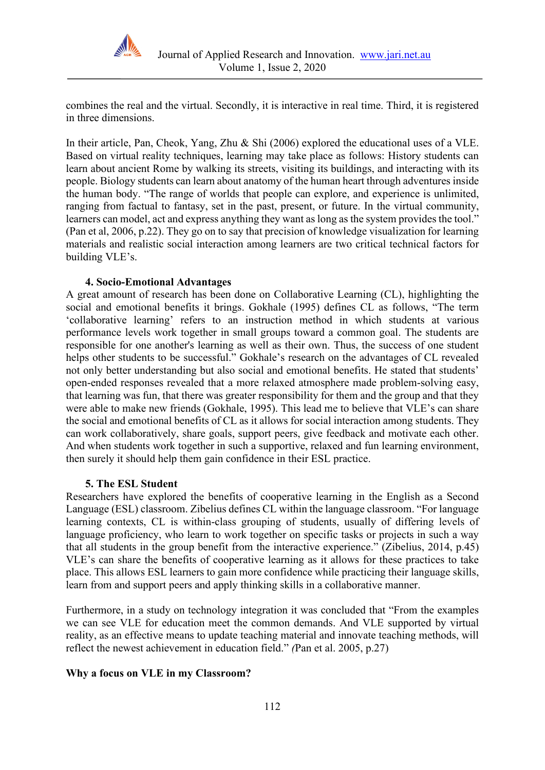combines the real and the virtual. Secondly, it is interactive in real time. Third, it is registered in three dimensions.

In their article, Pan, Cheok, Yang, Zhu & Shi (2006) explored the educational uses of a VLE. Based on virtual reality techniques, learning may take place as follows: History students can learn about ancient Rome by walking its streets, visiting its buildings, and interacting with its people. Biology students can learn about anatomy of the human heart through adventures inside the human body. "The range of worlds that people can explore, and experience is unlimited, ranging from factual to fantasy, set in the past, present, or future. In the virtual community, learners can model, act and express anything they want as long as the system provides the tool." (Pan et al, 2006, p.22). They go on to say that precision of knowledge visualization for learning materials and realistic social interaction among learners are two critical technical factors for building VLE's.

### 4. Socio-Emotional Advantages

A great amount of research has been done on Collaborative Learning (CL), highlighting the social and emotional benefits it brings. Gokhale (1995) defines CL as follows, "The term 'collaborative learning' refers to an instruction method in which students at various performance levels work together in small groups toward a common goal. The students are responsible for one another's learning as well as their own. Thus, the success of one student helps other students to be successful." Gokhale's research on the advantages of CL revealed not only better understanding but also social and emotional benefits. He stated that students' open-ended responses revealed that a more relaxed atmosphere made problem-solving easy, that learning was fun, that there was greater responsibility for them and the group and that they were able to make new friends (Gokhale, 1995). This lead me to believe that VLE's can share the social and emotional benefits of CL as it allows for social interaction among students. They can work collaboratively, share goals, support peers, give feedback and motivate each other. And when students work together in such a supportive, relaxed and fun learning environment, then surely it should help them gain confidence in their ESL practice.

### 5. The ESL Student

Researchers have explored the benefits of cooperative learning in the English as a Second Language (ESL) classroom. Zibelius defines CL within the language classroom. "For language learning contexts, CL is within-class grouping of students, usually of differing levels of language proficiency, who learn to work together on specific tasks or projects in such a way that all students in the group benefit from the interactive experience." (Zibelius, 2014, p.45) VLE's can share the benefits of cooperative learning as it allows for these practices to take place. This allows ESL learners to gain more confidence while practicing their language skills, learn from and support peers and apply thinking skills in a collaborative manner.

Furthermore, in a study on technology integration it was concluded that "From the examples we can see VLE for education meet the common demands. And VLE supported by virtual reality, as an effective means to update teaching material and innovate teaching methods, will reflect the newest achievement in education field." *(*Pan et al. 2005, p.27)

## Why a focus on VLE in my Classroom?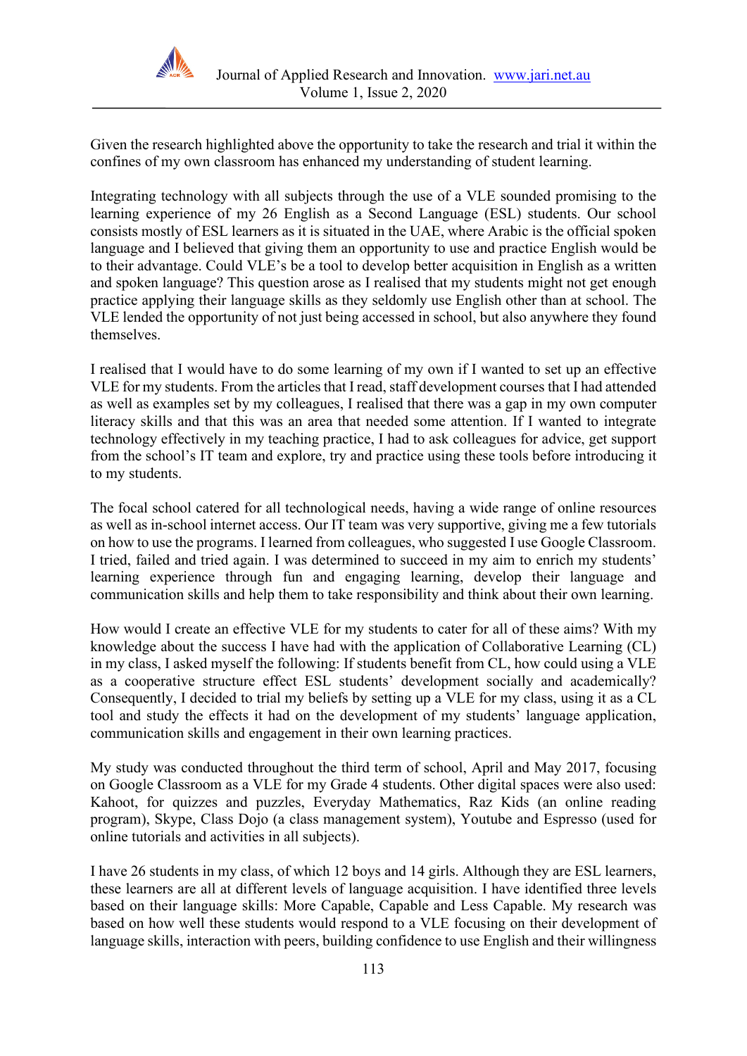Given the research highlighted above the opportunity to take the research and trial it within the confines of my own classroom has enhanced my understanding of student learning.

Integrating technology with all subjects through the use of a VLE sounded promising to the learning experience of my 26 English as a Second Language (ESL) students. Our school consists mostly of ESL learners as it is situated in the UAE, where Arabic is the official spoken language and I believed that giving them an opportunity to use and practice English would be to their advantage. Could VLE's be a tool to develop better acquisition in English as a written and spoken language? This question arose as I realised that my students might not get enough practice applying their language skills as they seldomly use English other than at school. The VLE lended the opportunity of not just being accessed in school, but also anywhere they found themselves.

I realised that I would have to do some learning of my own if I wanted to set up an effective VLE for my students. From the articles that I read, staff development courses that I had attended as well as examples set by my colleagues, I realised that there was a gap in my own computer literacy skills and that this was an area that needed some attention. If I wanted to integrate technology effectively in my teaching practice, I had to ask colleagues for advice, get support from the school's IT team and explore, try and practice using these tools before introducing it to my students.

The focal school catered for all technological needs, having a wide range of online resources as well as in-school internet access. Our IT team was very supportive, giving me a few tutorials on how to use the programs. I learned from colleagues, who suggested I use Google Classroom. I tried, failed and tried again. I was determined to succeed in my aim to enrich my students' learning experience through fun and engaging learning, develop their language and communication skills and help them to take responsibility and think about their own learning.

How would I create an effective VLE for my students to cater for all of these aims? With my knowledge about the success I have had with the application of Collaborative Learning (CL) in my class, I asked myself the following: If students benefit from CL, how could using a VLE as a cooperative structure effect ESL students' development socially and academically? Consequently, I decided to trial my beliefs by setting up a VLE for my class, using it as a CL tool and study the effects it had on the development of my students' language application, communication skills and engagement in their own learning practices.

My study was conducted throughout the third term of school, April and May 2017, focusing on Google Classroom as a VLE for my Grade 4 students. Other digital spaces were also used: Kahoot, for quizzes and puzzles, Everyday Mathematics, Raz Kids (an online reading program), Skype, Class Dojo (a class management system), Youtube and Espresso (used for online tutorials and activities in all subjects).

I have 26 students in my class, of which 12 boys and 14 girls. Although they are ESL learners, these learners are all at different levels of language acquisition. I have identified three levels based on their language skills: More Capable, Capable and Less Capable. My research was based on how well these students would respond to a VLE focusing on their development of language skills, interaction with peers, building confidence to use English and their willingness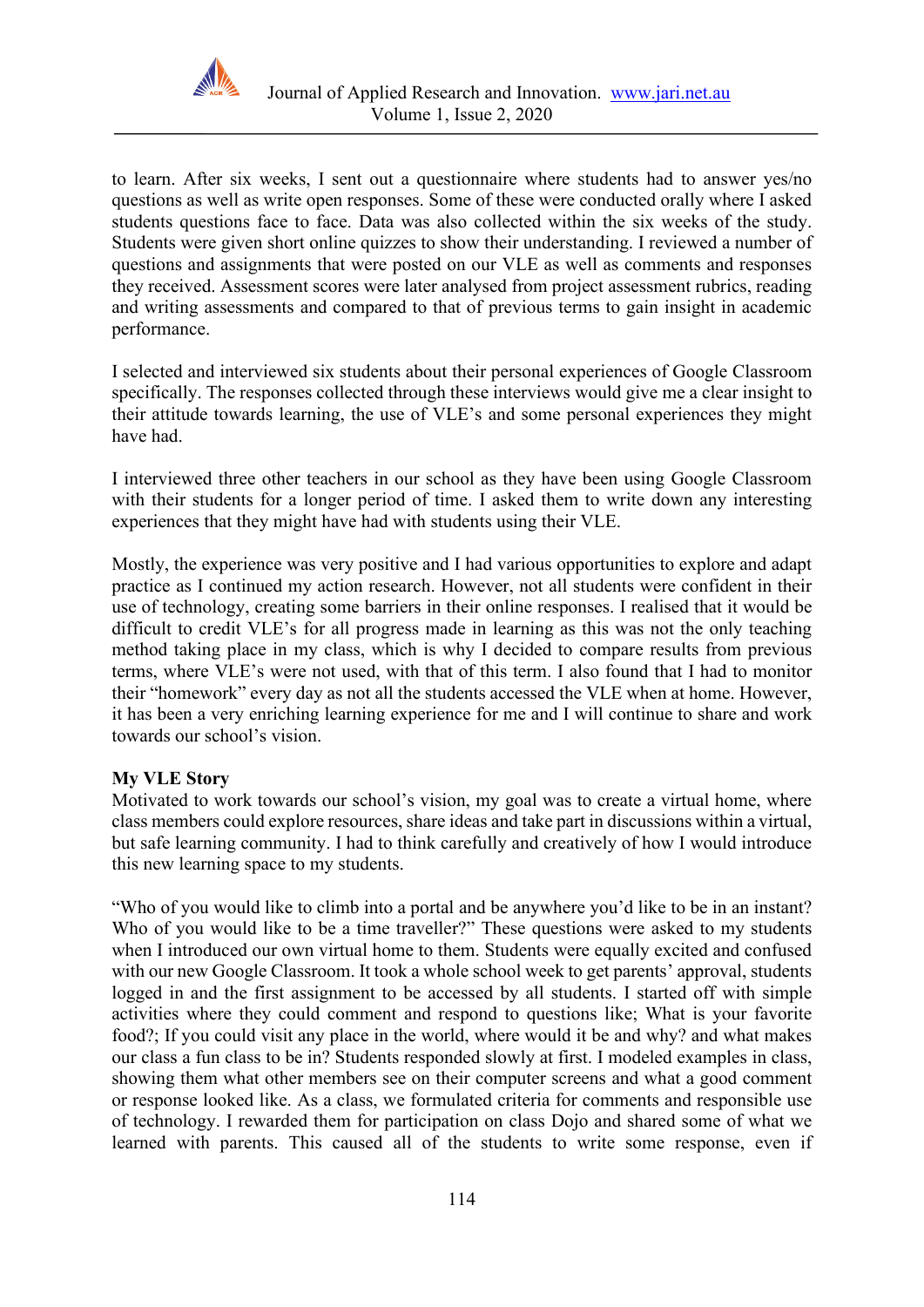to learn. After six weeks, I sent out a questionnaire where students had to answer yes/no questions as well as write open responses. Some of these were conducted orally where I asked students questions face to face. Data was also collected within the six weeks of the study. Students were given short online quizzes to show their understanding. I reviewed a number of questions and assignments that were posted on our VLE as well as comments and responses they received. Assessment scores were later analysed from project assessment rubrics, reading and writing assessments and compared to that of previous terms to gain insight in academic performance.

I selected and interviewed six students about their personal experiences of Google Classroom specifically. The responses collected through these interviews would give me a clear insight to their attitude towards learning, the use of VLE's and some personal experiences they might have had.

I interviewed three other teachers in our school as they have been using Google Classroom with their students for a longer period of time. I asked them to write down any interesting experiences that they might have had with students using their VLE.

Mostly, the experience was very positive and I had various opportunities to explore and adapt practice as I continued my action research. However, not all students were confident in their use of technology, creating some barriers in their online responses. I realised that it would be difficult to credit VLE's for all progress made in learning as this was not the only teaching method taking place in my class, which is why I decided to compare results from previous terms, where VLE's were not used, with that of this term. I also found that I had to monitor their "homework" every day as not all the students accessed the VLE when at home. However, it has been a very enriching learning experience for me and I will continue to share and work towards our school's vision.

**My VLE Story**

Motivated to work towards our school's vision, my goal was to create a virtual home, where class members could explore resources, share ideas and take part in discussions within a virtual, but safe learning community. I had to think carefully and creatively of how I would introduce this new learning space to my students.

"Who of you would like to climb into a portal and be anywhere you'd like to be in an instant? Who of you would like to be a time traveller?" These questions were asked to my students when I introduced our own virtual home to them. Students were equally excited and confused with our new Google Classroom. It took a whole school week to get parents' approval, students logged in and the first assignment to be accessed by all students. I started off with simple activities where they could comment and respond to questions like; What is your favorite food?; If you could visit any place in the world, where would it be and why? and what makes our class a fun class to be in? Students responded slowly at first. I modeled examples in class, showing them what other members see on their computer screens and what a good comment or response looked like. As a class, we formulated criteria for comments and responsible use of technology. I rewarded them for participation on class Dojo and shared some of what we learned with parents. This caused all of the students to write some response, even if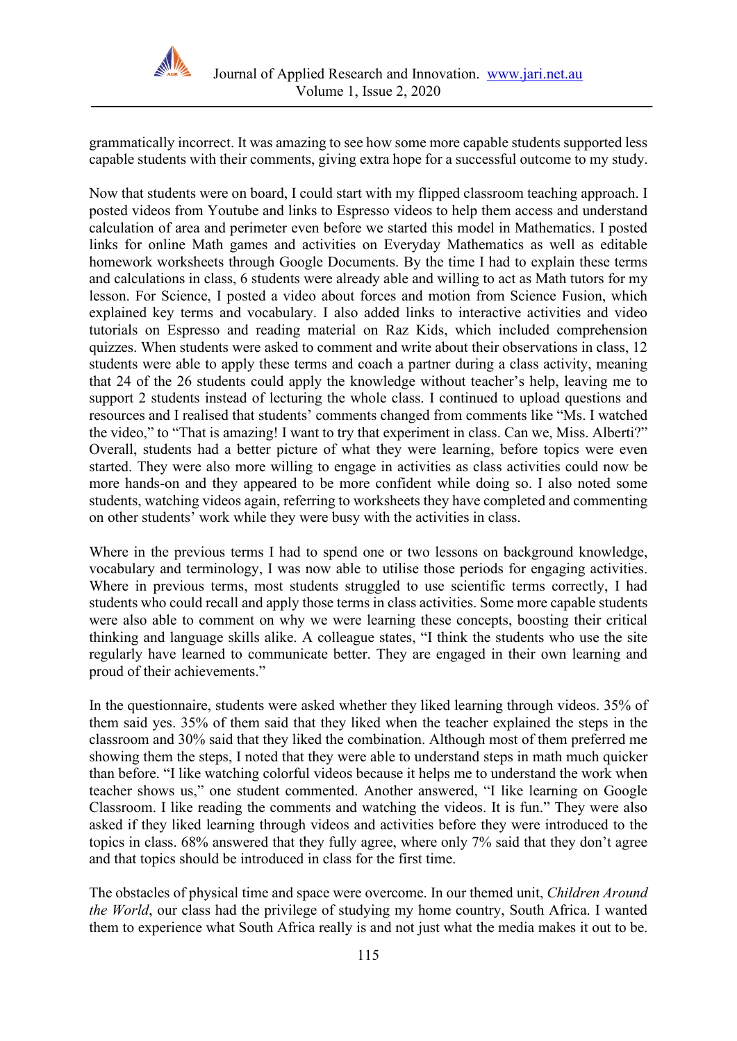grammatically incorrect. It was amazing to see how some more capable students supported less capable students with their comments, giving extra hope for a successful outcome to my study.

Now that students were on board, I could start with my flipped classroom teaching approach. I posted videos from Youtube and links to Espresso videos to help them access and understand calculation of area and perimeter even before we started this model in Mathematics. I posted links for online Math games and activities on Everyday Mathematics as well as editable homework worksheets through Google Documents. By the time I had to explain these terms and calculations in class, 6 students were already able and willing to act as Math tutors for my lesson. For Science, I posted a video about forces and motion from Science Fusion, which explained key terms and vocabulary. I also added links to interactive activities and video tutorials on Espresso and reading material on Raz Kids, which included comprehension quizzes. When students were asked to comment and write about their observations in class, 12 students were able to apply these terms and coach a partner during a class activity, meaning that 24 of the 26 students could apply the knowledge without teacher's help, leaving me to support 2 students instead of lecturing the whole class. I continued to upload questions and resources and I realised that students' comments changed from comments like "Ms. I watched the video," to "That is amazing! I want to try that experiment in class. Can we, Miss. Alberti?" Overall, students had a better picture of what they were learning, before topics were even started. They were also more willing to engage in activities as class activities could now be more hands-on and they appeared to be more confident while doing so. I also noted some students, watching videos again, referring to worksheets they have completed and commenting on other students' work while they were busy with the activities in class.

Where in the previous terms I had to spend one or two lessons on background knowledge, vocabulary and terminology, I was now able to utilise those periods for engaging activities. Where in previous terms, most students struggled to use scientific terms correctly, I had students who could recall and apply those terms in class activities. Some more capable students were also able to comment on why we were learning these concepts, boosting their critical thinking and language skills alike. A colleague states, "I think the students who use the site regularly have learned to communicate better. They are engaged in their own learning and proud of their achievements."

In the questionnaire, students were asked whether they liked learning through videos. 35% of them said yes. 35% of them said that they liked when the teacher explained the steps in the classroom and 30% said that they liked the combination. Although most of them preferred me showing them the steps, I noted that they were able to understand steps in math much quicker than before. "I like watching colorful videos because it helps me to understand the work when teacher shows us," one student commented. Another answered, "I like learning on Google Classroom. I like reading the comments and watching the videos. It is fun." They were also asked if they liked learning through videos and activities before they were introduced to the topics in class. 68% answered that they fully agree, where only 7% said that they don't agree and that topics should be introduced in class for the first time.

The obstacles of physical time and space were overcome. In our themed unit, *Children Around the World*, our class had the privilege of studying my home country, South Africa. I wanted them to experience what South Africa really is and not just what the media makes it out to be.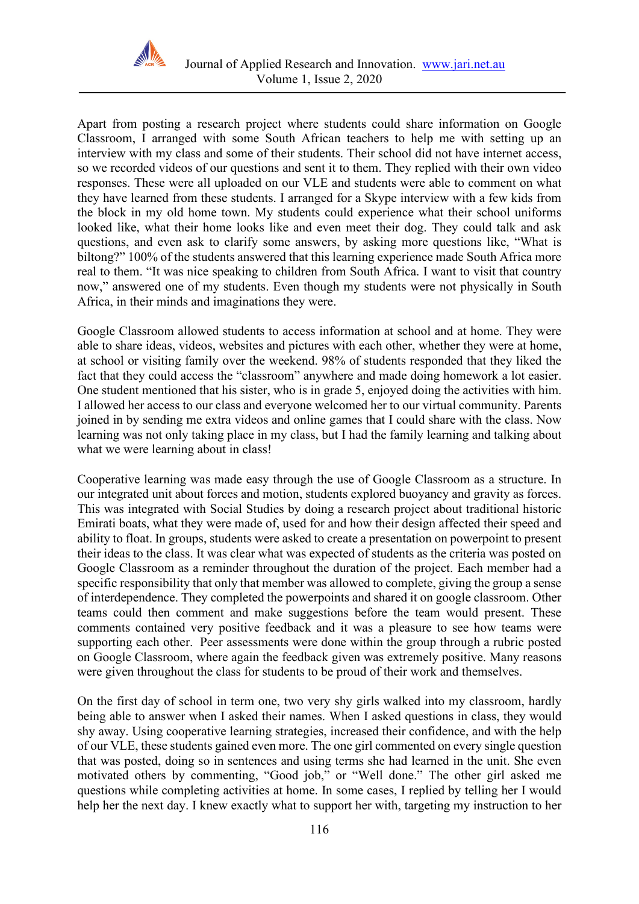Apart from posting a research project where students could share information on Google Classroom, I arranged with some South African teachers to help me with setting up an interview with my class and some of their students. Their school did not have internet access, so we recorded videos of our questions and sent it to them. They replied with their own video responses. These were all uploaded on our VLE and students were able to comment on what they have learned from these students. I arranged for a Skype interview with a few kids from the block in my old home town. My students could experience what their school uniforms looked like, what their home looks like and even meet their dog. They could talk and ask questions, and even ask to clarify some answers, by asking more questions like, "What is biltong?" 100% of the students answered that this learning experience made South Africa more real to them. "It was nice speaking to children from South Africa. I want to visit that country now," answered one of my students. Even though my students were not physically in South Africa, in their minds and imaginations they were.

Google Classroom allowed students to access information at school and at home. They were able to share ideas, videos, websites and pictures with each other, whether they were at home, at school or visiting family over the weekend. 98% of students responded that they liked the fact that they could access the "classroom" anywhere and made doing homework a lot easier. One student mentioned that his sister, who is in grade 5, enjoyed doing the activities with him. I allowed her access to our class and everyone welcomed her to our virtual community. Parents joined in by sending me extra videos and online games that I could share with the class. Now learning was not only taking place in my class, but I had the family learning and talking about what we were learning about in class!

Cooperative learning was made easy through the use of Google Classroom as a structure. In our integrated unit about forces and motion, students explored buoyancy and gravity as forces. This was integrated with Social Studies by doing a research project about traditional historic Emirati boats, what they were made of, used for and how their design affected their speed and ability to float. In groups, students were asked to create a presentation on powerpoint to present their ideas to the class. It was clear what was expected of students as the criteria was posted on Google Classroom as a reminder throughout the duration of the project. Each member had a specific responsibility that only that member was allowed to complete, giving the group a sense of interdependence. They completed the powerpoints and shared it on google classroom. Other teams could then comment and make suggestions before the team would present. These comments contained very positive feedback and it was a pleasure to see how teams were supporting each other. Peer assessments were done within the group through a rubric posted on Google Classroom, where again the feedback given was extremely positive. Many reasons were given throughout the class for students to be proud of their work and themselves.

On the first day of school in term one, two very shy girls walked into my classroom, hardly being able to answer when I asked their names. When I asked questions in class, they would shy away. Using cooperative learning strategies, increased their confidence, and with the help of our VLE, these students gained even more. The one girl commented on every single question that was posted, doing so in sentences and using terms she had learned in the unit. She even motivated others by commenting, "Good job," or "Well done." The other girl asked me questions while completing activities at home. In some cases, I replied by telling her I would help her the next day. I knew exactly what to support her with, targeting my instruction to her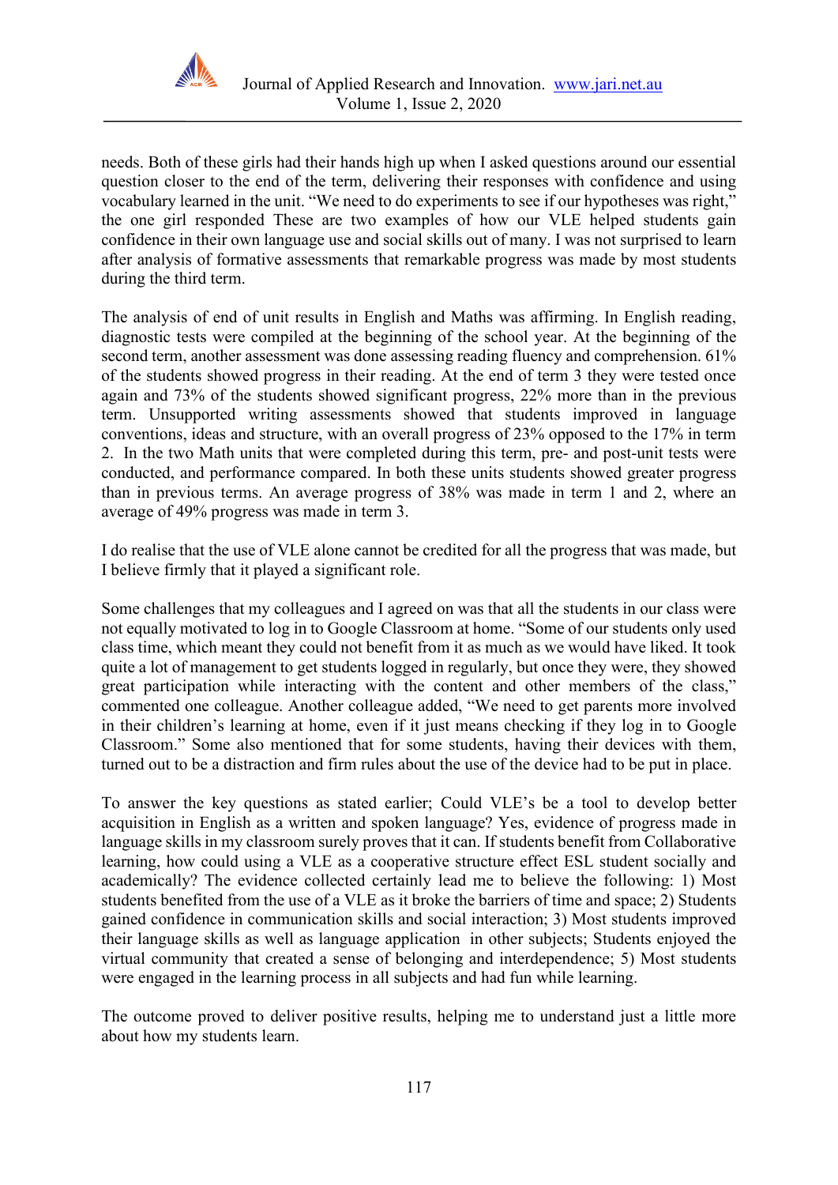needs. Both of these girls had their hands high up when I asked questions around our essential question closer to the end of the term, delivering their responses with confidence and using vocabulary learned in the unit. "We need to do experiments to see if our hypotheses was right," the one girl responded These are two examples of how our VLE helped students gain confidence in their own language use and social skills out of many. I was not surprised to learn after analysis of formative assessments that remarkable progress was made by most students during the third term.

The analysis of end of unit results in English and Maths was affirming. In English reading, diagnostic tests were compiled at the beginning of the school year. At the beginning of the second term, another assessment was done assessing reading fluency and comprehension. 61% of the students showed progress in their reading. At the end of term 3 they were tested once again and 73% of the students showed significant progress, 22% more than in the previous term. Unsupported writing assessments showed that students improved in language conventions, ideas and structure, with an overall progress of 23% opposed to the 17% in term 2. In the two Math units that were completed during this term, pre- and post-unit tests were conducted, and performance compared. In both these units students showed greater progress than in previous terms. An average progress of 38% was made in term 1 and 2, where an average of 49% progress was made in term 3.

I do realise that the use of VLE alone cannot be credited for all the progress that was made, but I believe firmly that it played a significant role.

Some challenges that my colleagues and I agreed on was that all the students in our class were not equally motivated to log in to Google Classroom at home. "Some of our students only used class time, which meant they could not benefit from it as much as we would have liked. It took quite a lot of management to get students logged in regularly, but once they were, they showed great participation while interacting with the content and other members of the class," commented one colleague. Another colleague added, "We need to get parents more involved in their children's learning at home, even if it just means checking if they log in to Google Classroom." Some also mentioned that for some students, having their devices with them, turned out to be a distraction and firm rules about the use of the device had to be put in place.

To answer the key questions as stated earlier; Could VLE's be a tool to develop better acquisition in English as a written and spoken language? Yes, evidence of progress made in language skills in my classroom surely proves that it can. If students benefit from Collaborative learning, how could using a VLE as a cooperative structure effect ESL student socially and academically? The evidence collected certainly lead me to believe the following: 1) Most students benefited from the use of a VLE as it broke the barriers of time and space; 2) Students gained confidence in communication skills and social interaction; 3) Most students improved their language skills as well as language application in other subjects; Students enjoyed the virtual community that created a sense of belonging and interdependence; 5) Most students were engaged in the learning process in all subjects and had fun while learning.

The outcome proved to deliver positive results, helping me to understand just a little more about how my students learn.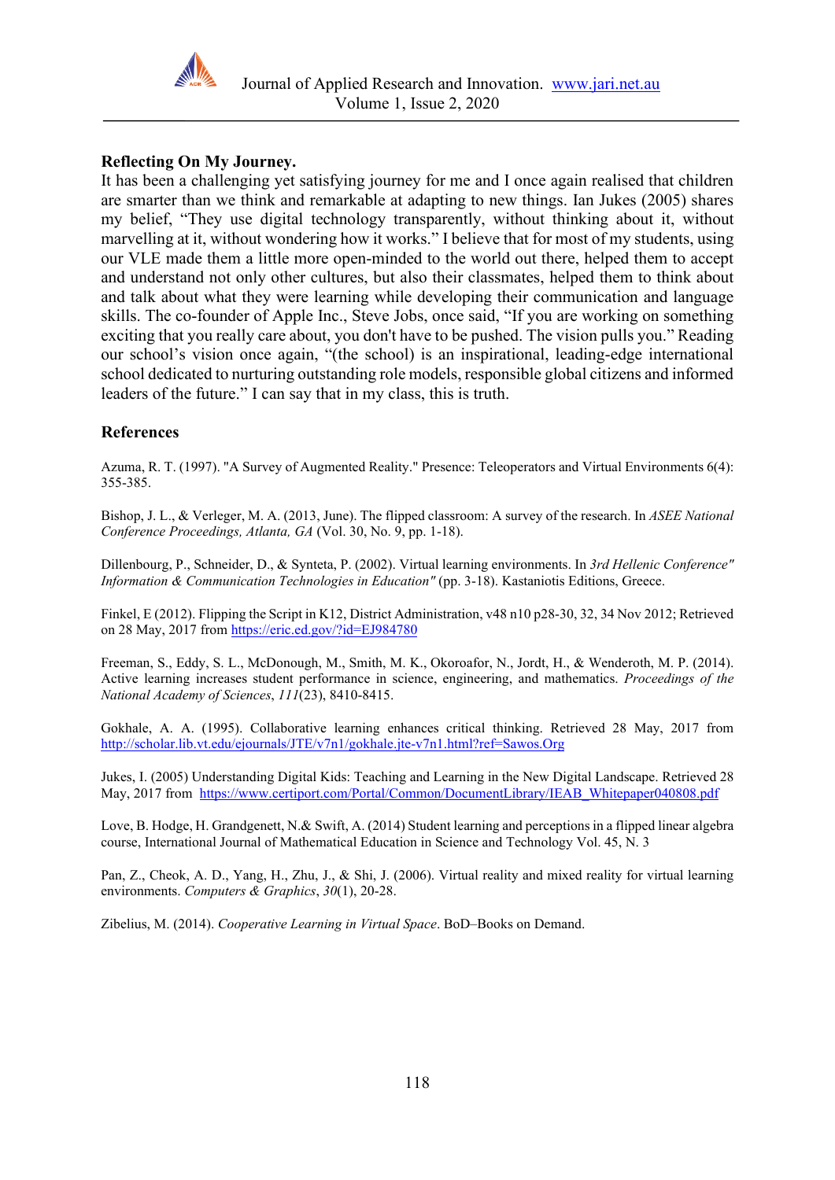**Reflecting On My Journey.**

It has been a challenging yet satisfying journey for me and I once again realised that children are smarter than we think and remarkable at adapting to new things. Ian Jukes (2005) shares my belief, "They use digital technology transparently, without thinking about it, without marvelling at it, without wondering how it works." I believe that for most of my students, using our VLE made them a little more open-minded to the world out there, helped them to accept and understand not only other cultures, but also their classmates, helped them to think about and talk about what they were learning while developing their communication and language skills. The co-founder of Apple Inc., Steve Jobs, once said, "If you are working on something exciting that you really care about, you don't have to be pushed. The vision pulls you." Reading our school's vision once again, "(the school) is an inspirational, leading-edge international school dedicated to nurturing outstanding role models, responsible global citizens and informed leaders of the future." I can say that in my class, this is truth.

**References**

Azuma, R. T. (1997). "A Survey of Augmented Reality." Presence: Teleoperators and Virtual Environments 6(4): 355-385.

Bishop, J. L., & Verleger, M. A. (2013, June). The flipped classroom: A survey of the research. In *ASEE National Conference Proceedings, Atlanta, GA* (Vol. 30, No. 9, pp. 1-18).

Dillenbourg, P., Schneider, D., & Synteta, P. (2002). Virtual learning environments. In *3rd Hellenic Conference" Information & Communication Technologies in Education"* (pp. 3-18). Kastaniotis Editions, Greece.

Finkel, E (2012). Flipping the Script in K12, District Administration, v48 n10 p28-30, 32, 34 Nov 2012; Retrieved on 28 May, 2017 from https://eric.ed.gov/?id=EJ984780

Freeman, S., Eddy, S. L., McDonough, M., Smith, M. K., Okoroafor, N., Jordt, H., & Wenderoth, M. P. (2014). Active learning increases student performance in science, engineering, and mathematics. *Proceedings of the National Academy of Sciences*, *111*(23), 8410-8415.

Gokhale, A. A. (1995). Collaborative learning enhances critical thinking. Retrieved 28 May, 2017 from http://scholar.lib.vt.edu/ejournals/JTE/v7n1/gokhale.jte-v7n1.html?ref=Sawos.Org

Jukes, I. (2005) Understanding Digital Kids: Teaching and Learning in the New Digital Landscape. Retrieved 28 May, 2017 from https://www.certiport.com/Portal/Common/DocumentLibrary/IEAB_Whitepaper040808.pdf

Love, B. Hodge, H. Grandgenett, N.& Swift, A. (2014) Student learning and perceptions in a flipped linear algebra course, International Journal of Mathematical Education in Science and Technology Vol. 45, N. 3

Pan, Z., Cheok, A. D., Yang, H., Zhu, J., & Shi, J. (2006). Virtual reality and mixed reality for virtual learning environments. *Computers & Graphics*, *30*(1), 20-28.

Zibelius, M. (2014). *Cooperative Learning in Virtual Space*. BoD–Books on Demand.